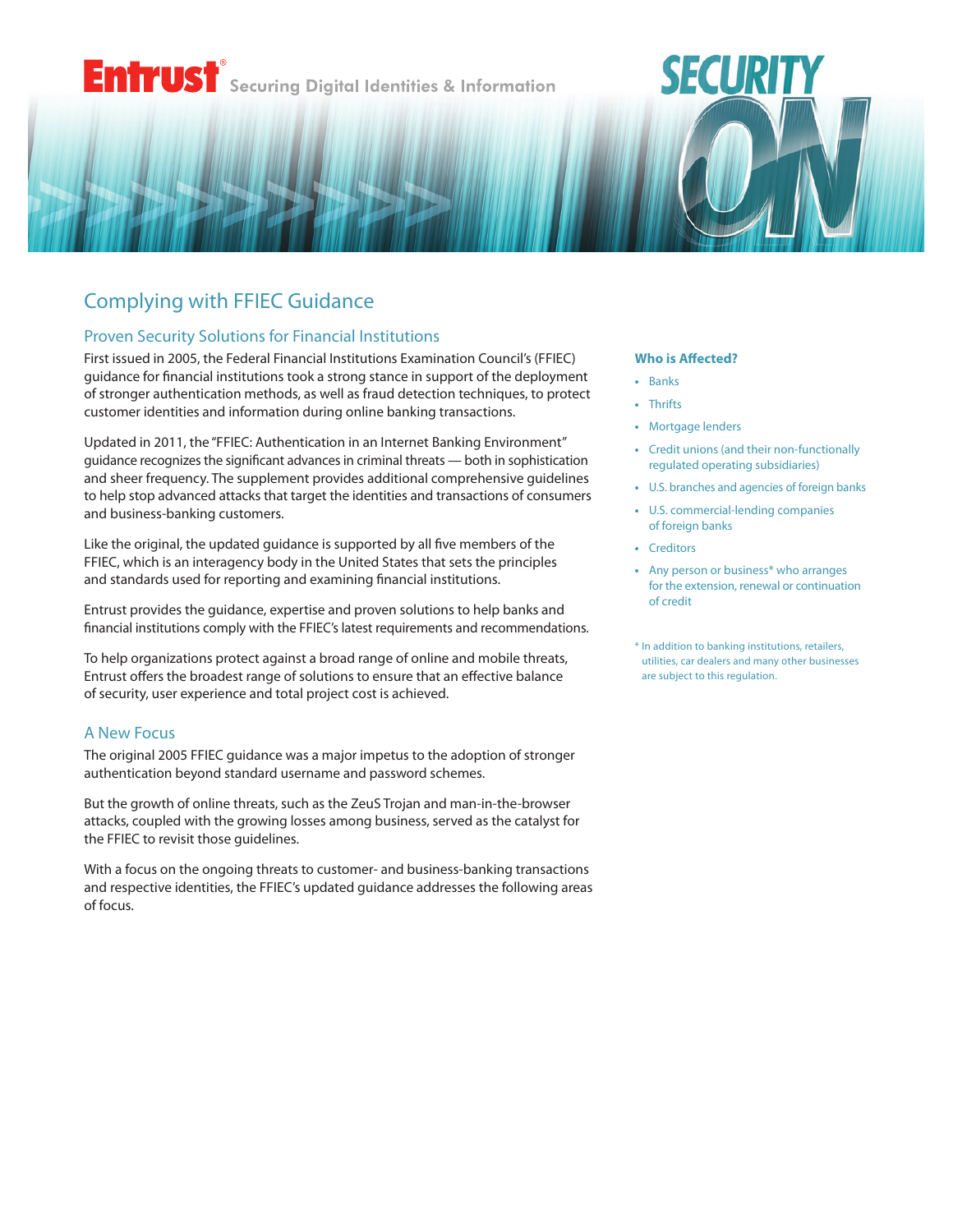Entrust® Securing Digital Identities & Information

SECURITY ON

# Complying with FFIEC Guidance

## Proven Security Solutions for Financial Institutions

First issued in 2005, the Federal Financial Institutions Examination Council's (FFIEC) guidance for financial institutions took a strong stance in support of the deployment of stronger authentication methods, as well as fraud detection techniques, to protect customer identities and information during online banking transactions.

Updated in 2011, the "FFIEC: Authentication in an Internet Banking Environment" guidance recognizes the significant advances in criminal threats — both in sophistication and sheer frequency. The supplement provides additional comprehensive guidelines to help stop advanced attacks that target the identities and transactions of consumers and business-banking customers.

Like the original, the updated guidance is supported by all five members of the FFIEC, which is an interagency body in the United States that sets the principles and standards used for reporting and examining financial institutions.

Entrust provides the guidance, expertise and proven solutions to help banks and financial institutions comply with the FFIEC's latest requirements and recommendations.

To help organizations protect against a broad range of online and mobile threats, Entrust offers the broadest range of solutions to ensure that an effective balance of security, user experience and total project cost is achieved.

## A New Focus

The original 2005 FFIEC guidance was a major impetus to the adoption of stronger authentication beyond standard username and password schemes.

But the growth of online threats, such as the ZeuS Trojan and man-in-the-browser attacks, coupled with the growing losses among business, served as the catalyst for the FFIEC to revisit those guidelines.

With a focus on the ongoing threats to customer- and business-banking transactions and respective identities, the FFIEC's updated guidance addresses the following areas of focus.

### Who is Affected?

- Banks
- Thrifts
- Mortgage lenders
- Credit unions (and their non-functionally regulated operating subsidiaries)
- U.S. branches and agencies of foreign banks
- U.S. commercial-lending companies of foreign banks
- Creditors
- Any person or business* who arranges for the extension, renewal or continuation of credit

* In addition to banking institutions, retailers, utilities, car dealers and many other businesses are subject to this regulation.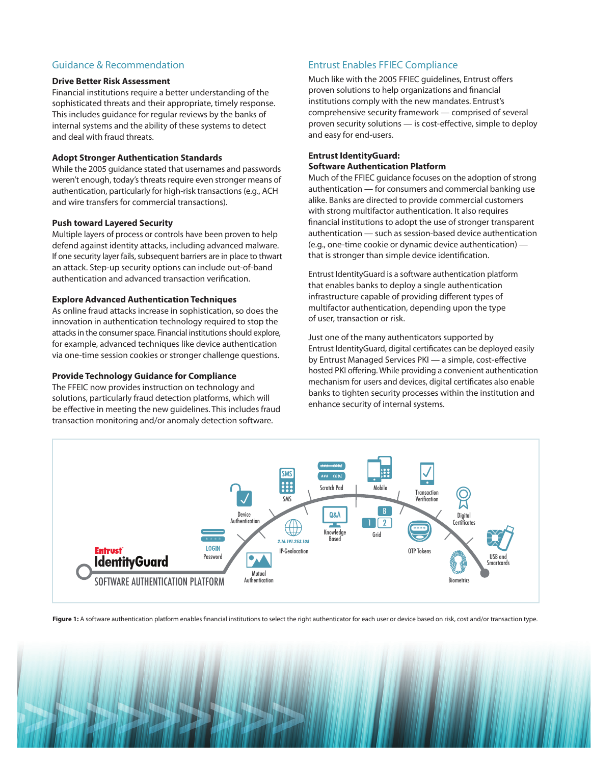## Guidance & Recommendation

**Drive Better Risk Assessment**

Financial institutions require a better understanding of the sophisticated threats and their appropriate, timely response. This includes guidance for regular reviews by the banks of internal systems and the ability of these systems to detect and deal with fraud threats.

**Adopt Stronger Authentication Standards**

While the 2005 guidance stated that usernames and passwords weren't enough, today's threats require even stronger means of authentication, particularly for high-risk transactions (e.g., ACH and wire transfers for commercial transactions).

**Push toward Layered Security**

Multiple layers of process or controls have been proven to help defend against identity attacks, including advanced malware. If one security layer fails, subsequent barriers are in place to thwart an attack. Step-up security options can include out-of-band authentication and advanced transaction verification.

**Explore Advanced Authentication Techniques**

As online fraud attacks increase in sophistication, so does the innovation in authentication technology required to stop the attacks in the consumer space. Financial institutions should explore, for example, advanced techniques like device authentication via one-time session cookies or stronger challenge questions.

**Provide Technology Guidance for Compliance**

The FFEIC now provides instruction on technology and solutions, particularly fraud detection platforms, which will be effective in meeting the new guidelines. This includes fraud transaction monitoring and/or anomaly detection software.

## Entrust Enables FFIEC Compliance

Much like with the 2005 FFIEC guidelines, Entrust offers proven solutions to help organizations and financial institutions comply with the new mandates. Entrust's comprehensive security framework — comprised of several proven security solutions — is cost-effective, simple to deploy and easy for end-users.

**Entrust IdentityGuard: Software Authentication Platform**

Much of the FFIEC guidance focuses on the adoption of strong authentication — for consumers and commercial banking use alike. Banks are directed to provide commercial customers with strong multifactor authentication. It also requires financial institutions to adopt the use of stronger transparent authentication — such as session-based device authentication (e.g., one-time cookie or dynamic device authentication) — that is stronger than simple device identification.

Entrust IdentityGuard is a software authentication platform that enables banks to deploy a single authentication infrastructure capable of providing different types of multifactor authentication, depending upon the type of user, transaction or risk.

Just one of the many authenticators supported by Entrust IdentityGuard, digital certificates can be deployed easily by Entrust Managed Services PKI — a simple, cost-effective hosted PKI offering. While providing a convenient authentication mechanism for users and devices, digital certificates also enable banks to tighten security processes within the institution and enhance security of internal systems.

**Figure 1:** A software authentication platform enables financial institutions to select the right authenticator for each user or device based on risk, cost and/or transaction type.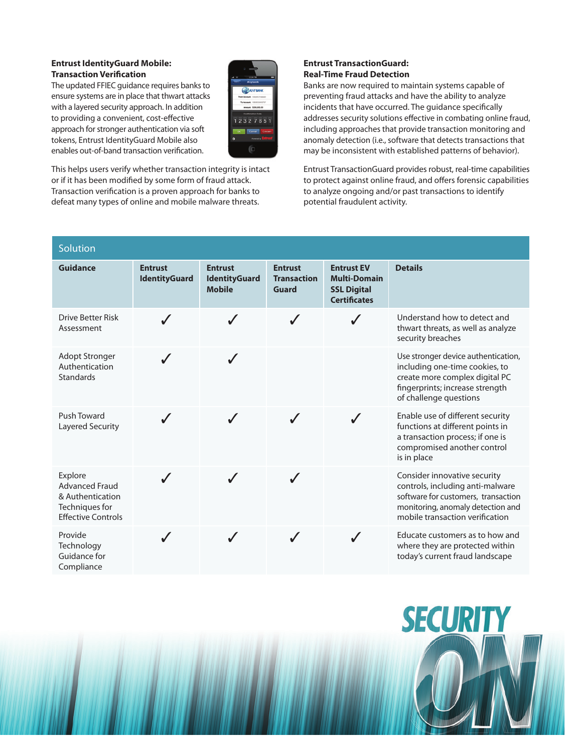### Entrust IdentityGuard Mobile: Transaction Verification

The updated FFIEC guidance requires banks to ensure systems are in place that thwart attacks with a layered security approach. In addition to providing a convenient, cost-effective approach for stronger authentication via soft tokens, Entrust IdentityGuard Mobile also enables out-of-band transaction verification.

This helps users verify whether transaction integrity is intact or if it has been modified by some form of fraud attack. Transaction verification is a proven approach for banks to defeat many types of online and mobile malware threats.

### Entrust TransactionGuard: Real-Time Fraud Detection

Banks are now required to maintain systems capable of preventing fraud attacks and have the ability to analyze incidents that have occurred. The guidance specifically addresses security solutions effective in combating online fraud, including approaches that provide transaction monitoring and anomaly detection (i.e., software that detects transactions that may be inconsistent with established patterns of behavior).

Entrust TransactionGuard provides robust, real-time capabilities to protect against online fraud, and offers forensic capabilities to analyze ongoing and/or past transactions to identify potential fraudulent activity.

| Solution | | | | | |
|---|---|---|---|---|---|
| **Guidance** | **Entrust IdentityGuard** | **Entrust IdentityGuard Mobile** | **Entrust Transaction Guard** | **Entrust EV Multi-Domain SSL Digital Certificates** | **Details** |
| Drive Better Risk Assessment | ✓ | ✓ | ✓ | ✓ | Understand how to detect and thwart threats, as well as analyze security breaches |
| Adopt Stronger Authentication Standards | ✓ | ✓ | | | Use stronger device authentication, including one-time cookies, to create more complex digital PC fingerprints; increase strength of challenge questions |
| Push Toward Layered Security | ✓ | ✓ | ✓ | ✓ | Enable use of different security functions at different points in a transaction process; if one is compromised another control is in place |
| Explore Advanced Fraud & Authentication Techniques for Effective Controls | ✓ | ✓ | ✓ | | Consider innovative security controls, including anti-malware software for customers, transaction monitoring, anomaly detection and mobile transaction verification |
| Provide Technology Guidance for Compliance | ✓ | ✓ | ✓ | ✓ | Educate customers as to how and where they are protected within today's current fraud landscape |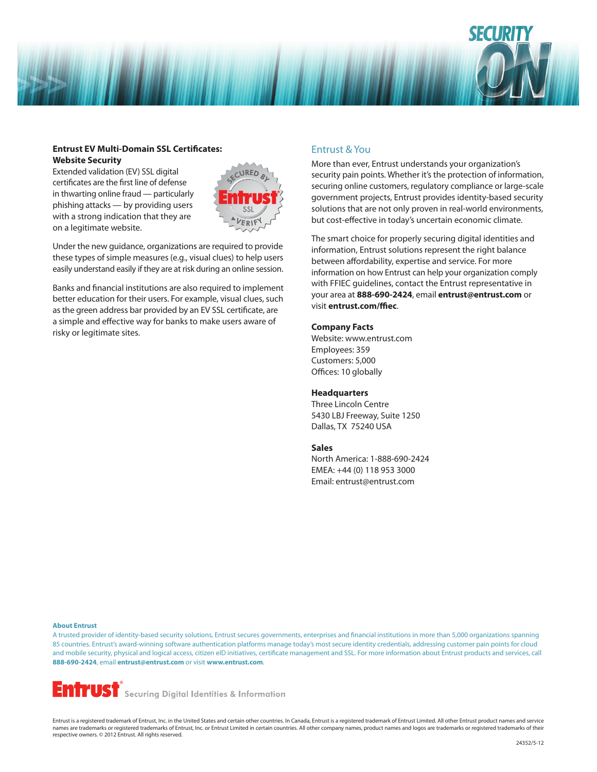**Entrust EV Multi-Domain SSL Certificates: Website Security**

Extended validation (EV) SSL digital certificates are the first line of defense in thwarting online fraud — particularly phishing attacks — by providing users with a strong indication that they are on a legitimate website.

Under the new guidance, organizations are required to provide these types of simple measures (e.g., visual clues) to help users easily understand easily if they are at risk during an online session.

Banks and financial institutions are also required to implement better education for their users. For example, visual clues, such as the green address bar provided by an EV SSL certificate, are a simple and effective way for banks to make users aware of risky or legitimate sites.

## Entrust & You

More than ever, Entrust understands your organization's security pain points. Whether it's the protection of information, securing online customers, regulatory compliance or large-scale government projects, Entrust provides identity-based security solutions that are not only proven in real-world environments, but cost-effective in today's uncertain economic climate.

The smart choice for properly securing digital identities and information, Entrust solutions represent the right balance between affordability, expertise and service. For more information on how Entrust can help your organization comply with FFIEC guidelines, contact the Entrust representative in your area at **888-690-2424**, email **entrust@entrust.com** or visit **entrust.com/ffiec**.

**Company Facts**

Website: www.entrust.com
Employees: 359
Customers: 5,000
Offices: 10 globally

**Headquarters**

Three Lincoln Centre
5430 LBJ Freeway, Suite 1250
Dallas, TX 75240 USA

**Sales**

North America: 1-888-690-2424
EMEA: +44 (0) 118 953 3000
Email: entrust@entrust.com

**About Entrust**

A trusted provider of identity-based security solutions, Entrust secures governments, enterprises and financial institutions in more than 5,000 organizations spanning 85 countries. Entrust's award-winning software authentication platforms manage today's most secure identity credentials, addressing customer pain points for cloud and mobile security, physical and logical access, citizen eID initiatives, certificate management and SSL. For more information about Entrust products and services, call **888-690-2424**, email **entrust@entrust.com** or visit **www.entrust.com**.

Entrust® Securing Digital Identities & Information

Entrust is a registered trademark of Entrust, Inc. in the United States and certain other countries. In Canada, Entrust is a registered trademark of Entrust Limited. All other Entrust product names and service names are trademarks or registered trademarks of Entrust, Inc. or Entrust Limited in certain countries. All other company names, product names and logos are trademarks or registered trademarks of their respective owners. © 2012 Entrust. All rights reserved.

24352/5-12